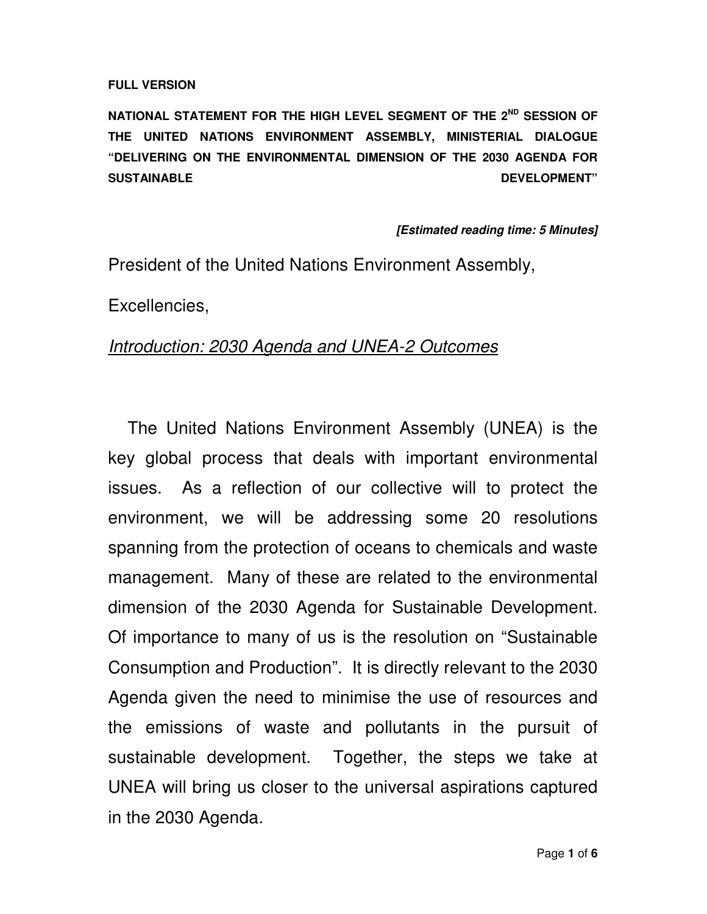**FULL VERSION**

**NATIONAL STATEMENT FOR THE HIGH LEVEL SEGMENT OF THE 2[ND] SESSION OF THE UNITED NATIONS ENVIRONMENT ASSEMBLY, MINISTERIAL DIALOGUE "DELIVERING ON THE ENVIRONMENTAL DIMENSION OF THE 2030 AGENDA FOR SUSTAINABLE DEVELOPMENT"**

***[Estimated reading time: 5 Minutes]***

President of the United Nations Environment Assembly,

Excellencies,

*Introduction: 2030 Agenda and UNEA-2 Outcomes*

The United Nations Environment Assembly (UNEA) is the key global process that deals with important environmental issues. As a reflection of our collective will to protect the environment, we will be addressing some 20 resolutions spanning from the protection of oceans to chemicals and waste management. Many of these are related to the environmental dimension of the 2030 Agenda for Sustainable Development. Of importance to many of us is the resolution on "Sustainable Consumption and Production". It is directly relevant to the 2030 Agenda given the need to minimise the use of resources and the emissions of waste and pollutants in the pursuit of sustainable development. Together, the steps we take at UNEA will bring us closer to the universal aspirations captured in the 2030 Agenda.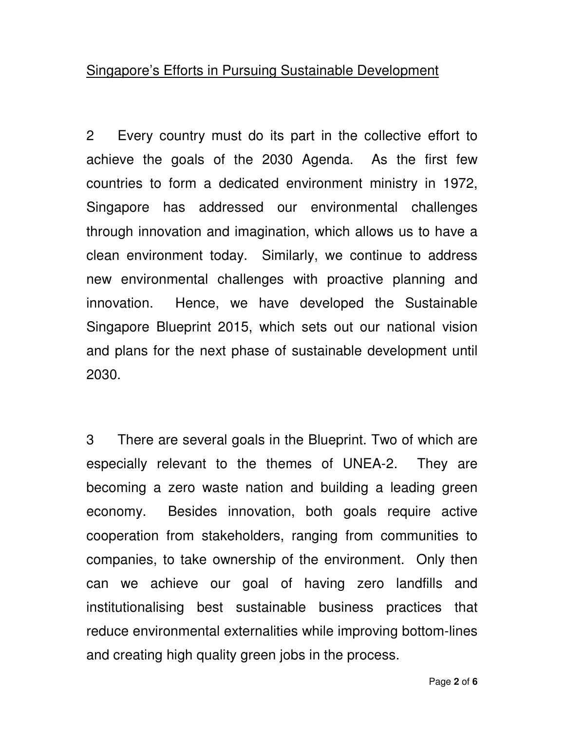## Singapore's Efforts in Pursuing Sustainable Development

2 Every country must do its part in the collective effort to achieve the goals of the 2030 Agenda. As the first few countries to form a dedicated environment ministry in 1972, Singapore has addressed our environmental challenges through innovation and imagination, which allows us to have a clean environment today. Similarly, we continue to address new environmental challenges with proactive planning and innovation. Hence, we have developed the Sustainable Singapore Blueprint 2015, which sets out our national vision and plans for the next phase of sustainable development until 2030.

3 There are several goals in the Blueprint. Two of which are especially relevant to the themes of UNEA-2. They are becoming a zero waste nation and building a leading green economy. Besides innovation, both goals require active cooperation from stakeholders, ranging from communities to companies, to take ownership of the environment. Only then can we achieve our goal of having zero landfills and institutionalising best sustainable business practices that reduce environmental externalities while improving bottom-lines and creating high quality green jobs in the process.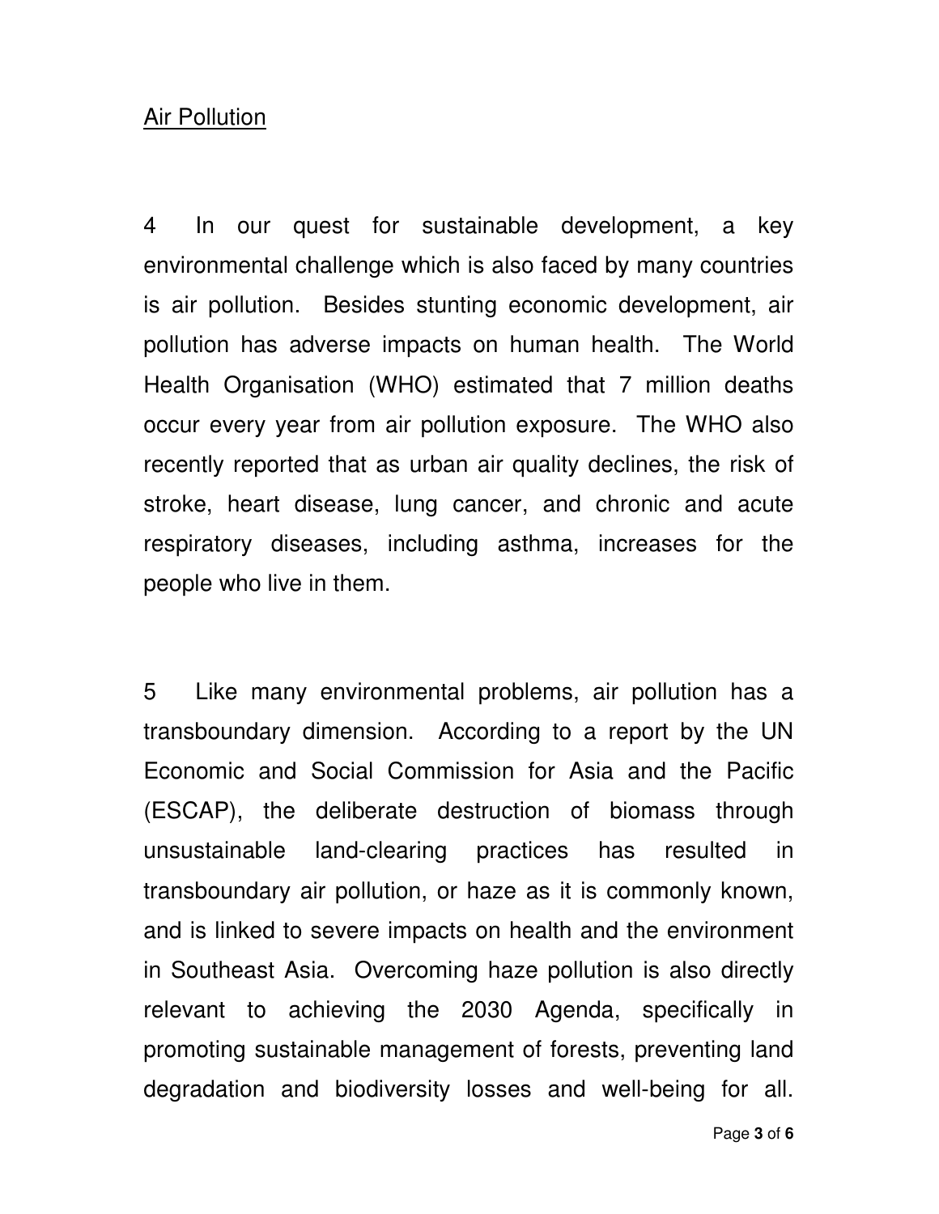## Air Pollution

4 In our quest for sustainable development, a key environmental challenge which is also faced by many countries is air pollution. Besides stunting economic development, air pollution has adverse impacts on human health. The World Health Organisation (WHO) estimated that 7 million deaths occur every year from air pollution exposure. The WHO also recently reported that as urban air quality declines, the risk of stroke, heart disease, lung cancer, and chronic and acute respiratory diseases, including asthma, increases for the people who live in them.

5 Like many environmental problems, air pollution has a transboundary dimension. According to a report by the UN Economic and Social Commission for Asia and the Pacific (ESCAP), the deliberate destruction of biomass through unsustainable land-clearing practices has resulted in transboundary air pollution, or haze as it is commonly known, and is linked to severe impacts on health and the environment in Southeast Asia. Overcoming haze pollution is also directly relevant to achieving the 2030 Agenda, specifically in promoting sustainable management of forests, preventing land degradation and biodiversity losses and well-being for all.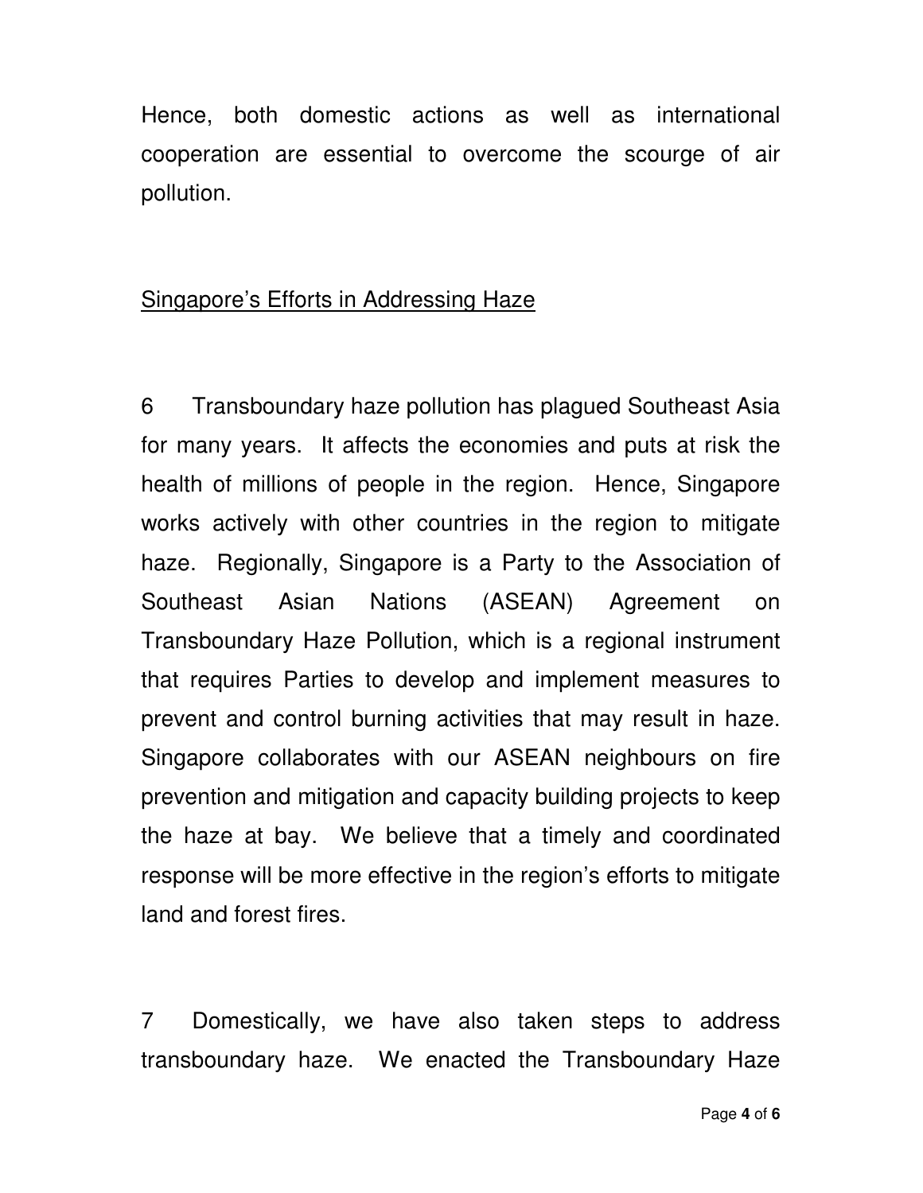Hence, both domestic actions as well as international cooperation are essential to overcome the scourge of air pollution.

<u>Singapore's Efforts in Addressing Haze</u>

6 Transboundary haze pollution has plagued Southeast Asia for many years. It affects the economies and puts at risk the health of millions of people in the region. Hence, Singapore works actively with other countries in the region to mitigate haze. Regionally, Singapore is a Party to the Association of Southeast Asian Nations (ASEAN) Agreement on Transboundary Haze Pollution, which is a regional instrument that requires Parties to develop and implement measures to prevent and control burning activities that may result in haze. Singapore collaborates with our ASEAN neighbours on fire prevention and mitigation and capacity building projects to keep the haze at bay. We believe that a timely and coordinated response will be more effective in the region's efforts to mitigate land and forest fires.

7 Domestically, we have also taken steps to address transboundary haze. We enacted the Transboundary Haze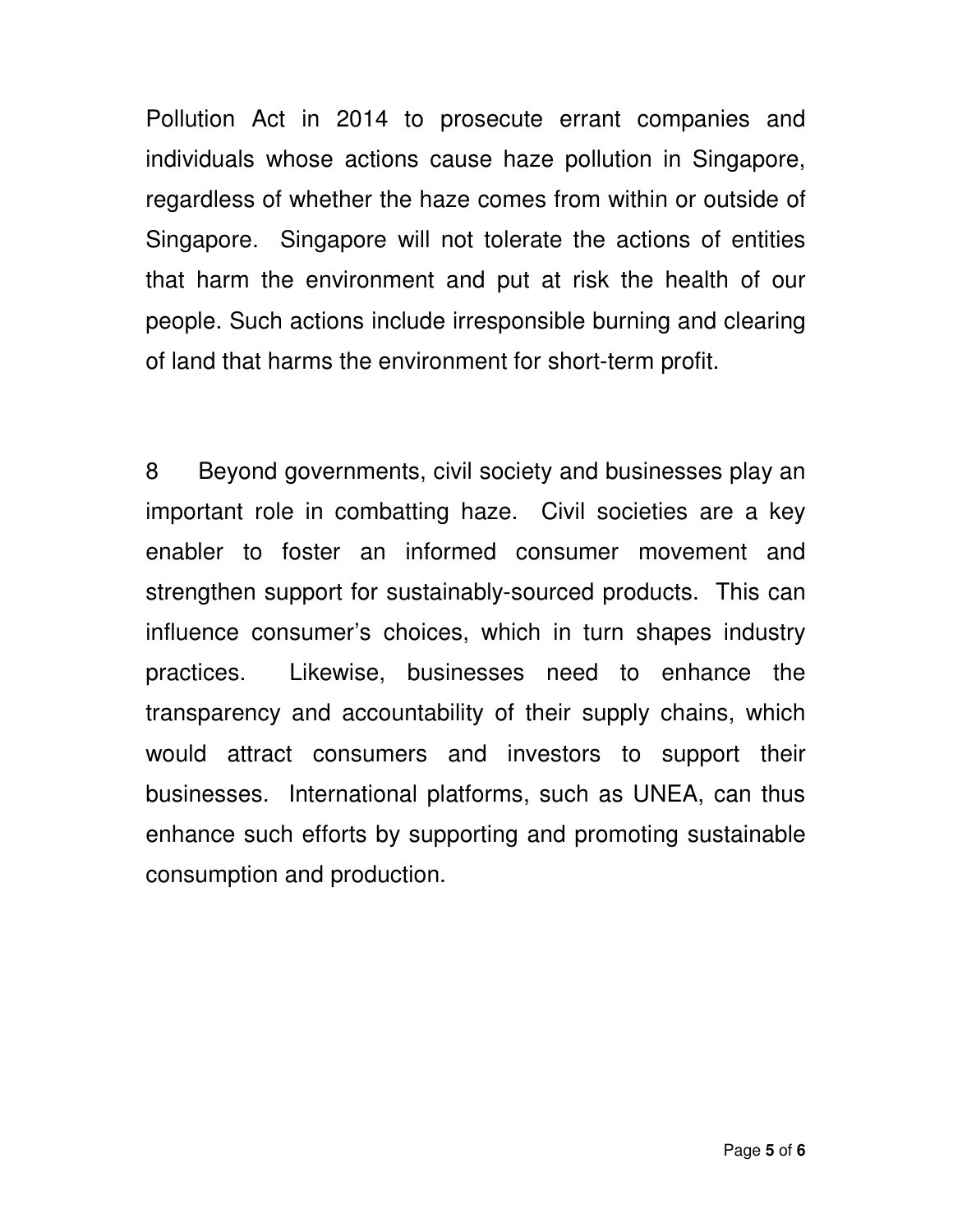Pollution Act in 2014 to prosecute errant companies and individuals whose actions cause haze pollution in Singapore, regardless of whether the haze comes from within or outside of Singapore. Singapore will not tolerate the actions of entities that harm the environment and put at risk the health of our people. Such actions include irresponsible burning and clearing of land that harms the environment for short-term profit.

8 Beyond governments, civil society and businesses play an important role in combatting haze. Civil societies are a key enabler to foster an informed consumer movement and strengthen support for sustainably-sourced products. This can influence consumer's choices, which in turn shapes industry practices. Likewise, businesses need to enhance the transparency and accountability of their supply chains, which would attract consumers and investors to support their businesses. International platforms, such as UNEA, can thus enhance such efforts by supporting and promoting sustainable consumption and production.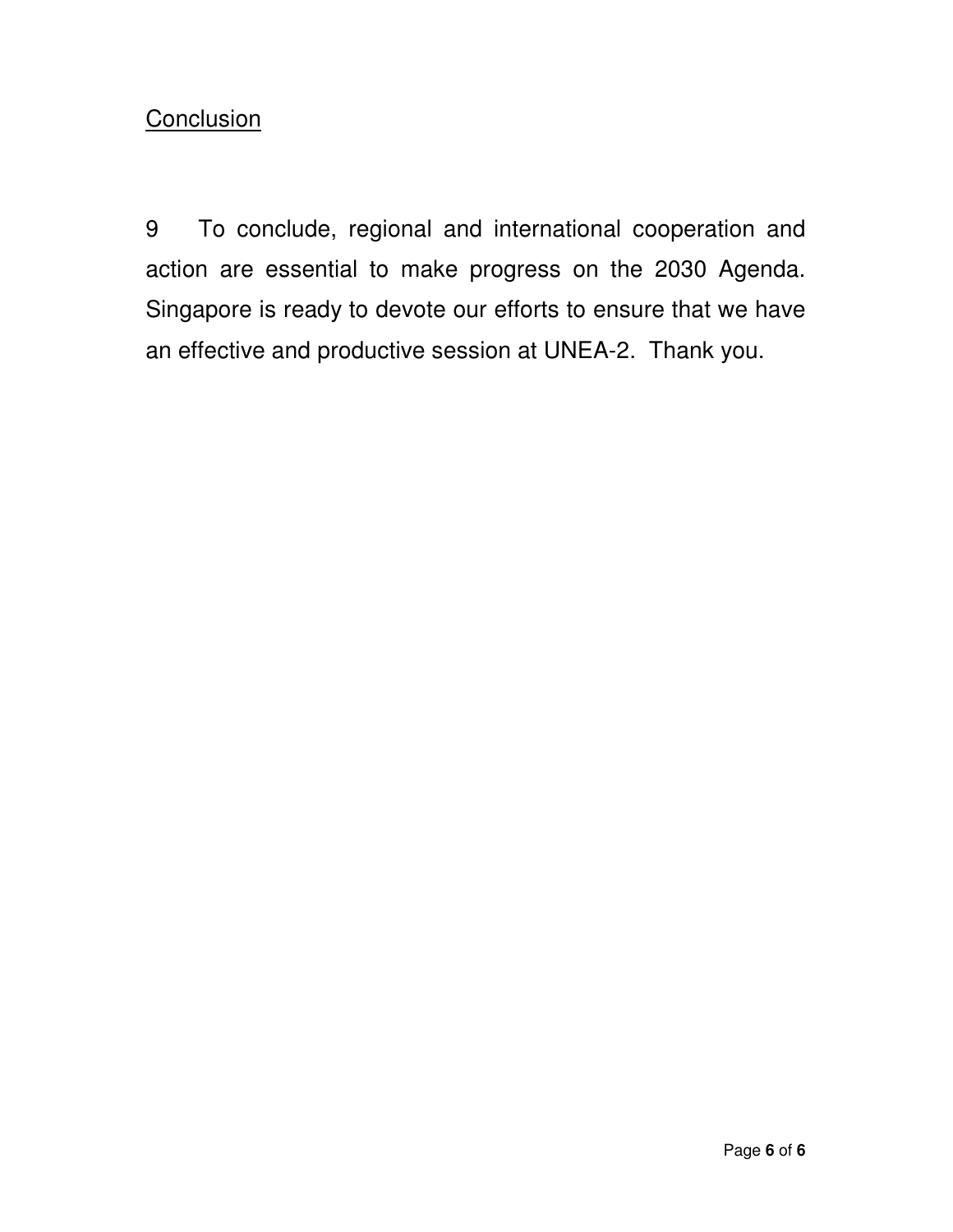## Conclusion

9 To conclude, regional and international cooperation and action are essential to make progress on the 2030 Agenda. Singapore is ready to devote our efforts to ensure that we have an effective and productive session at UNEA-2. Thank you.